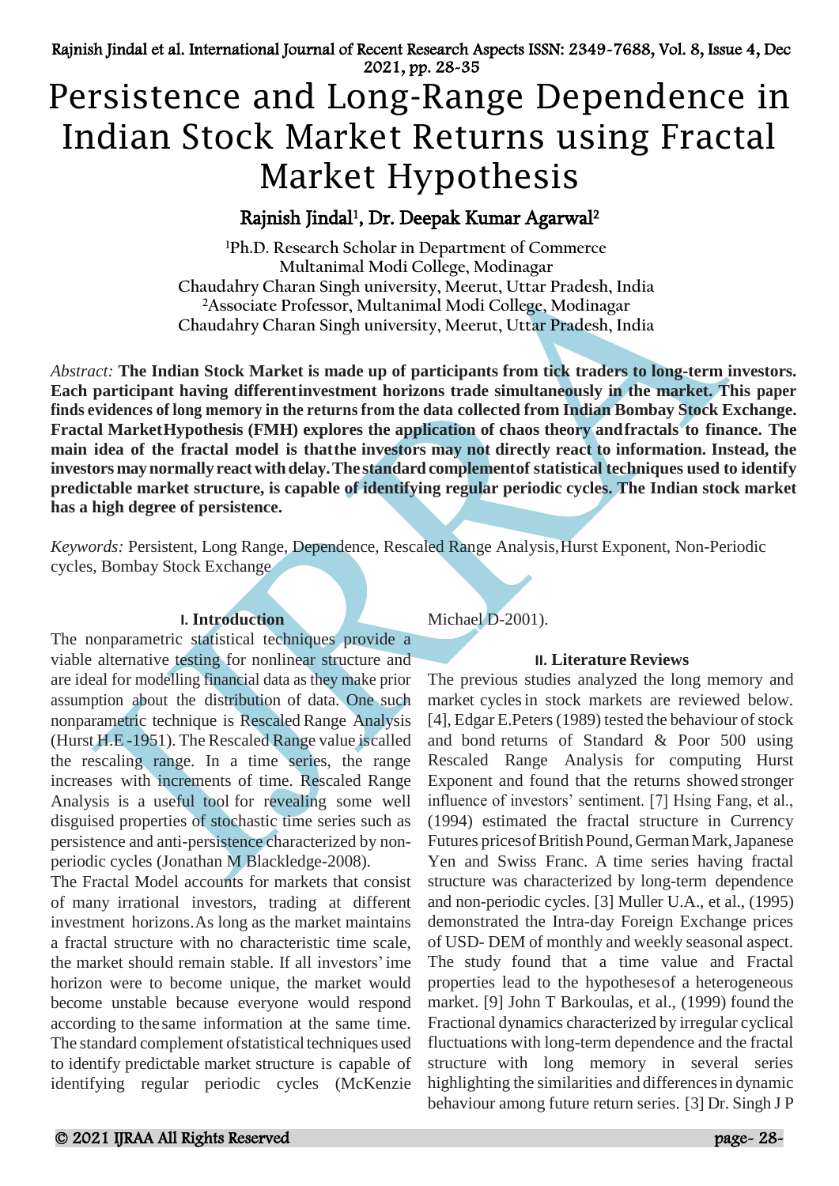# Persistence and Long-Range Dependence in Indian Stock Market Returns using Fractal Market Hypothesis

**Rajnish Jindal[1], Dr. Deepak Kumar Agarwal[2]**

[1]Ph.D. Research Scholar in Department of Commerce
Multanimal Modi College, Modinagar
Chaudahry Charan Singh university, Meerut, Uttar Pradesh, India
[2]Associate Professor, Multanimal Modi College, Modinagar
Chaudahry Charan Singh university, Meerut, Uttar Pradesh, India

*Abstract:* **The Indian Stock Market is made up of participants from tick traders to long-term investors. Each participant having differentinvestment horizons trade simultaneously in the market. This paper finds evidences of long memory in the returns from the data collected from Indian Bombay Stock Exchange. Fractal MarketHypothesis (FMH) explores the application of chaos theory andfractals to finance. The main idea of the fractal model is thatthe investors may not directly react to information. Instead, the investors may normally react with delay. The standard complementof statistical techniques used to identify predictable market structure, is capable of identifying regular periodic cycles. The Indian stock market has a high degree of persistence.**

*Keywords:* Persistent, Long Range, Dependence, Rescaled Range Analysis, Hurst Exponent, Non-Periodic cycles, Bombay Stock Exchange

## I. Introduction

The nonparametric statistical techniques provide a viable alternative testing for nonlinear structure and are ideal for modelling financial data as they make prior assumption about the distribution of data. One such nonparametric technique is Rescaled Range Analysis (Hurst H.E -1951). The Rescaled Range value iscalled the rescaling range. In a time series, the range increases with increments of time. Rescaled Range Analysis is a useful tool for revealing some well disguised properties of stochastic time series such as persistence and anti-persistence characterized by non-periodic cycles (Jonathan M Blackledge-2008).

The Fractal Model accounts for markets that consist of many irrational investors, trading at different investment horizons.As long as the market maintains a fractal structure with no characteristic time scale, the market should remain stable. If all investors' ime horizon were to become unique, the market would become unstable because everyone would respond according to the same information at the same time. The standard complement ofstatistical techniques used to identify predictable market structure is capable of identifying regular periodic cycles (McKenzie Michael D-2001).

## II. Literature Reviews

The previous studies analyzed the long memory and market cycles in stock markets are reviewed below. [4], Edgar E.Peters (1989) tested the behaviour of stock and bond returns of Standard & Poor 500 using Rescaled Range Analysis for computing Hurst Exponent and found that the returns showed stronger influence of investors' sentiment. [7] Hsing Fang, et al., (1994) estimated the fractal structure in Currency Futures prices of British Pound, German Mark, Japanese Yen and Swiss Franc. A time series having fractal structure was characterized by long-term dependence and non-periodic cycles. [3] Muller U.A., et al., (1995) demonstrated the Intra-day Foreign Exchange prices of USD- DEM of monthly and weekly seasonal aspect. The study found that a time value and Fractal properties lead to the hypotheses of a heterogeneous market. [9] John T Barkoulas, et al., (1999) found the Fractional dynamics characterized by irregular cyclical fluctuations with long-term dependence and the fractal structure with long memory in several series highlighting the similarities and differences in dynamic behaviour among future return series. [3] Dr. Singh J P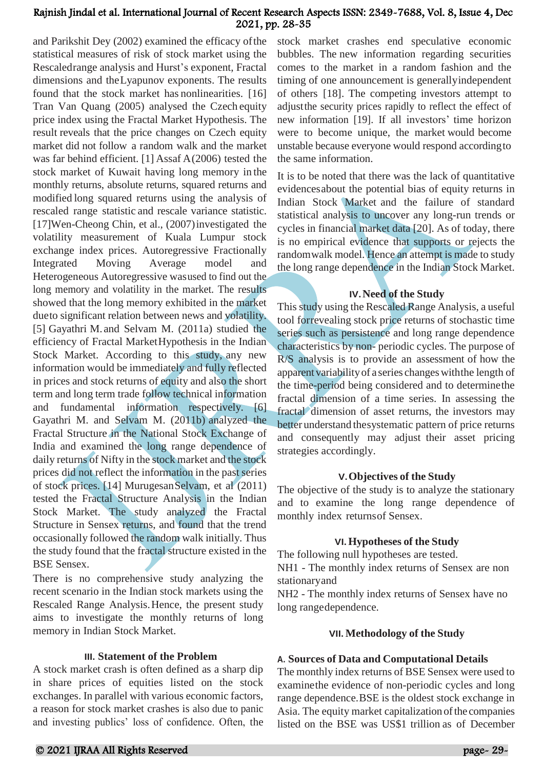and Parikshit Dey (2002) examined the efficacy of the statistical measures of risk of stock market using the Rescaledrange analysis and Hurst's exponent, Fractal dimensions and the Lyapunov exponents. The results found that the stock market has nonlinearities. [16] Tran Van Quang (2005) analysed the Czech equity price index using the Fractal Market Hypothesis. The result reveals that the price changes on Czech equity market did not follow a random walk and the market was far behind efficient. [1] Assaf A (2006) tested the stock market of Kuwait having long memory in the monthly returns, absolute returns, squared returns and modified long squared returns using the analysis of rescaled range statistic and rescale variance statistic. [17] Wen-Cheong Chin, et al., (2007) investigated the volatility measurement of Kuala Lumpur stock exchange index prices. Autoregressive Fractionally Integrated Moving Average model and Heterogeneous Autoregressive was used to find out the long memory and volatility in the market. The results showed that the long memory exhibited in the market due to significant relation between news and volatility. [5] Gayathri M. and Selvam M. (2011a) studied the efficiency of Fractal Market Hypothesis in the Indian Stock Market. According to this study, any new information would be immediately and fully reflected in prices and stock returns of equity and also the short term and long term trade follow technical information and fundamental information respectively. [6] Gayathri M. and Selvam M. (2011b) analyzed the Fractal Structure in the National Stock Exchange of India and examined the long range dependence of daily returns of Nifty in the stock market and the stock prices did not reflect the information in the past series of stock prices. [14] Murugesan Selvam, et al (2011) tested the Fractal Structure Analysis in the Indian Stock Market. The study analyzed the Fractal Structure in Sensex returns, and found that the trend occasionally followed the random walk initially. Thus the study found that the fractal structure existed in the BSE Sensex.

There is no comprehensive study analyzing the recent scenario in the Indian stock markets using the Rescaled Range Analysis. Hence, the present study aims to investigate the monthly returns of long memory in Indian Stock Market.

## III. Statement of the Problem

A stock market crash is often defined as a sharp dip in share prices of equities listed on the stock exchanges. In parallel with various economic factors, a reason for stock market crashes is also due to panic and investing publics' loss of confidence. Often, the stock market crashes end speculative economic bubbles. The new information regarding securities comes to the market in a random fashion and the timing of one announcement is generally independent of others [18]. The competing investors attempt to adjust the security prices rapidly to reflect the effect of new information [19]. If all investors' time horizon were to become unique, the market would become unstable because everyone would respond according to the same information.

It is to be noted that there was the lack of quantitative evidences about the potential bias of equity returns in Indian Stock Market and the failure of standard statistical analysis to uncover any long-run trends or cycles in financial market data [20]. As of today, there is no empirical evidence that supports or rejects the random walk model. Hence an attempt is made to study the long range dependence in the Indian Stock Market.

## IV. Need of the Study

This study using the Rescaled Range Analysis, a useful tool for revealing stock price returns of stochastic time series such as persistence and long range dependence characteristics by non- periodic cycles. The purpose of R/S analysis is to provide an assessment of how the apparent variability of a series changes with the length of the time-period being considered and to determine the fractal dimension of a time series. In assessing the fractal dimension of asset returns, the investors may better understand the systematic pattern of price returns and consequently may adjust their asset pricing strategies accordingly.

## V. Objectives of the Study

The objective of the study is to analyze the stationary and to examine the long range dependence of monthly index returns of Sensex.

## VI. Hypotheses of the Study

The following null hypotheses are tested.

NH1 - The monthly index returns of Sensex are non stationary and

NH2 - The monthly index returns of Sensex have no long range dependence.

## VII. Methodology of the Study

### A. Sources of Data and Computational Details

The monthly index returns of BSE Sensex were used to examine the evidence of non-periodic cycles and long range dependence. BSE is the oldest stock exchange in Asia. The equity market capitalization of the companies listed on the BSE was US$1 trillion as of December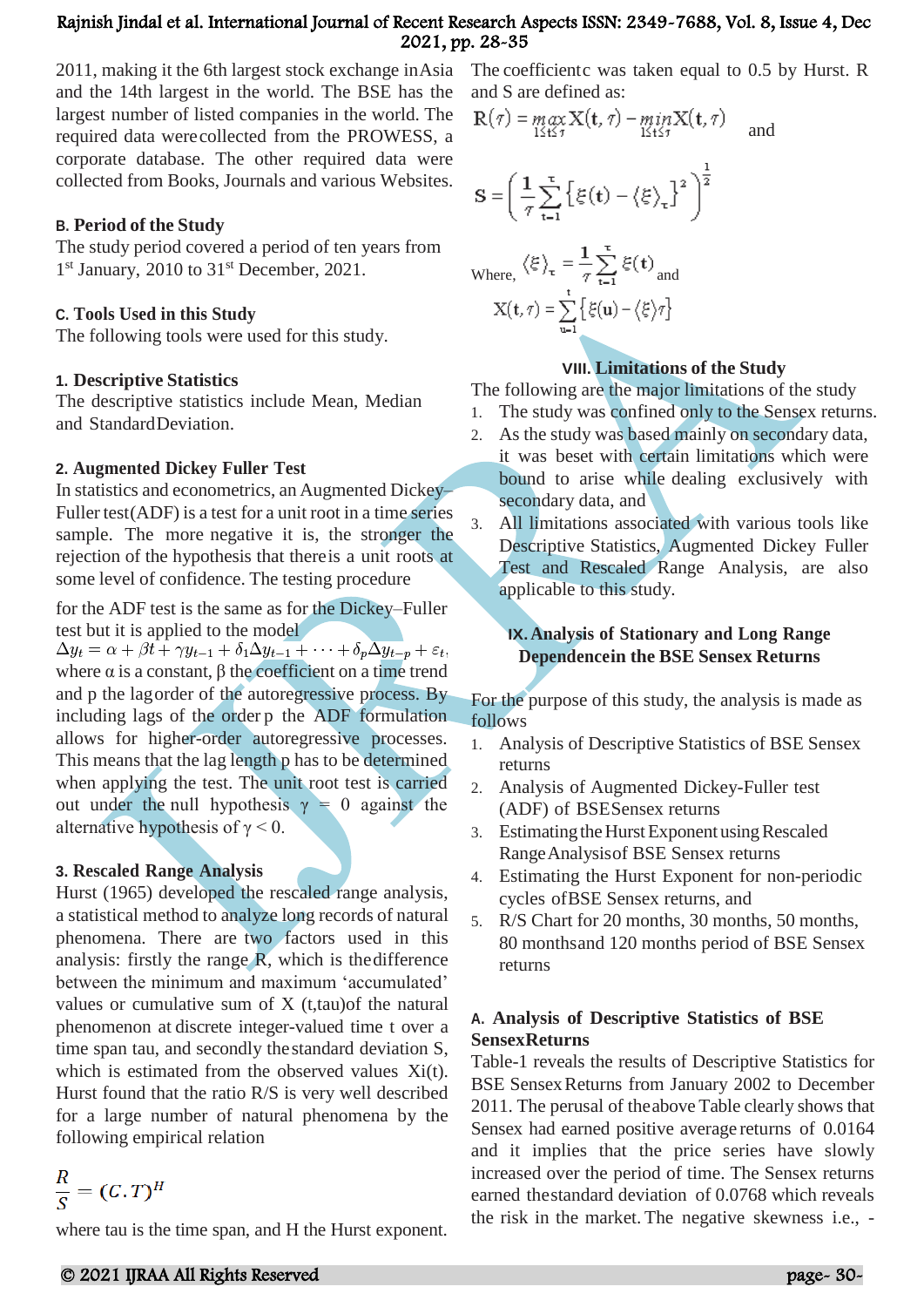2011, making it the 6th largest stock exchange in Asia and the 14th largest in the world. The BSE has the largest number of listed companies in the world. The required data were collected from the PROWESS, a corporate database. The other required data were collected from Books, Journals and various Websites.

### B. Period of the Study

The study period covered a period of ten years from 1st January, 2010 to 31st December, 2021.

### C. Tools Used in this Study

The following tools were used for this study.

#### 1. Descriptive Statistics

The descriptive statistics include Mean, Median and Standard Deviation.

#### 2. Augmented Dickey Fuller Test

In statistics and econometrics, an Augmented Dickey–Fuller test (ADF) is a test for a unit root in a time series sample. The more negative it is, the stronger the rejection of the hypothesis that there is a unit roots at some level of confidence. The testing procedure

for the ADF test is the same as for the Dickey–Fuller test but it is applied to the model

$\Delta y_t = \alpha + \beta t + \gamma y_{t-1} + \delta_1 \Delta y_{t-1} + \cdots + \delta_p \Delta y_{t-p} + \varepsilon_t,$

where α is a constant, β the coefficient on a time trend and p the lag order of the autoregressive process. By including lags of the order p the ADF formulation allows for higher-order autoregressive processes. This means that the lag length p has to be determined when applying the test. The unit root test is carried out under the null hypothesis $\gamma = 0$ against the alternative hypothesis of $\gamma < 0$.

#### 3. Rescaled Range Analysis

Hurst (1965) developed the rescaled range analysis, a statistical method to analyze long records of natural phenomena. There are two factors used in this analysis: firstly the range R, which is the difference between the minimum and maximum 'accumulated' values or cumulative sum of X (t,tau) of the natural phenomenon at discrete integer-valued time t over a time span tau, and secondly the standard deviation S, which is estimated from the observed values Xi(t). Hurst found that the ratio R/S is very well described for a large number of natural phenomena by the following empirical relation

$$\frac{R}{S} = (C.T)^H$$

where tau is the time span, and H the Hurst exponent.

The coefficient c was taken equal to 0.5 by Hurst. R and S are defined as:

$$R(\tau) = \max_{1 \le t \le \tau} X(t, \tau) - \min_{1 \le t \le \tau} X(t, \tau)$$ and

$$S = \left( \frac{1}{\tau} \sum_{t=1}^{\tau} \left\{ \xi(t) - \langle \xi \rangle_\tau \right\}^2 \right)^{\frac{1}{2}}$$

Where, $\langle \xi \rangle_\tau = \frac{1}{\tau} \sum_{t=1}^{\tau} \xi(t)$ and

$$X(t, \tau) = \sum_{u=1}^{t} \left\{ \xi(u) - \langle \xi \rangle_\tau \right\}$$

## VIII. Limitations of the Study

The following are the major limitations of the study

1. The study was confined only to the Sensex returns.
2. As the study was based mainly on secondary data, it was beset with certain limitations which were bound to arise while dealing exclusively with secondary data, and
3. All limitations associated with various tools like Descriptive Statistics, Augmented Dickey Fuller Test and Rescaled Range Analysis, are also applicable to this study.

## IX. Analysis of Stationary and Long Range Dependencein the BSE Sensex Returns

For the purpose of this study, the analysis is made as follows

1. Analysis of Descriptive Statistics of BSE Sensex returns
2. Analysis of Augmented Dickey-Fuller test (ADF) of BSE Sensex returns
3. Estimating the Hurst Exponent using Rescaled Range Analysis of BSE Sensex returns
4. Estimating the Hurst Exponent for non-periodic cycles of BSE Sensex returns, and
5. R/S Chart for 20 months, 30 months, 50 months, 80 months and 120 months period of BSE Sensex returns

### A. Analysis of Descriptive Statistics of BSE Sensex Returns

Table-1 reveals the results of Descriptive Statistics for BSE Sensex Returns from January 2002 to December 2011. The perusal of the above Table clearly shows that Sensex had earned positive average returns of 0.0164 and it implies that the price series have slowly increased over the period of time. The Sensex returns earned the standard deviation of 0.0768 which reveals the risk in the market. The negative skewness i.e., -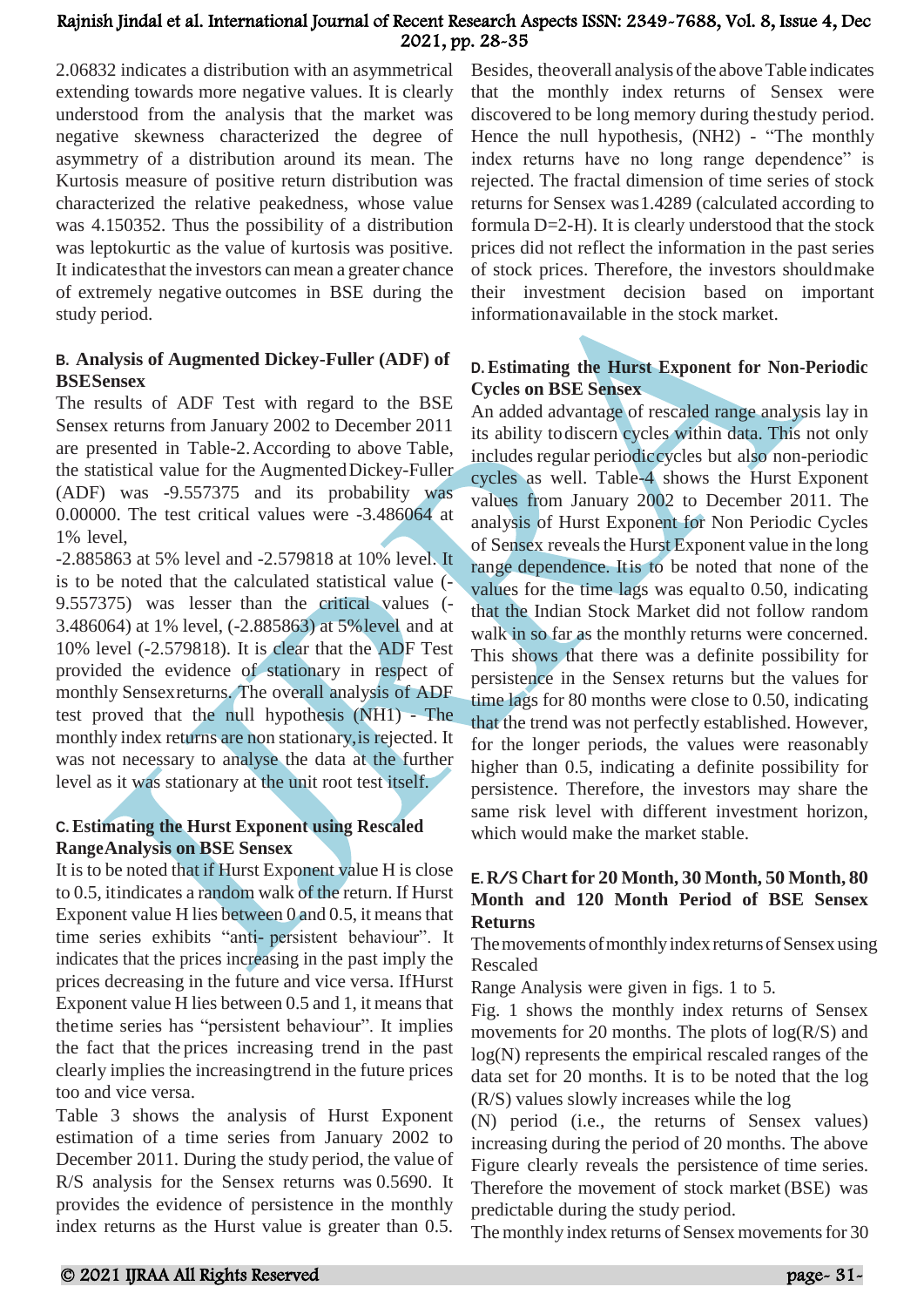2.06832 indicates a distribution with an asymmetrical extending towards more negative values. It is clearly understood from the analysis that the market was negative skewness characterized the degree of asymmetry of a distribution around its mean. The Kurtosis measure of positive return distribution was characterized the relative peakedness, whose value was 4.150352. Thus the possibility of a distribution was leptokurtic as the value of kurtosis was positive. It indicatesthat the investors can mean a greater chance of extremely negative outcomes in BSE during the study period.

### B. Analysis of Augmented Dickey-Fuller (ADF) of BSESensex

The results of ADF Test with regard to the BSE Sensex returns from January 2002 to December 2011 are presented in Table-2. According to above Table, the statistical value for the Augmented Dickey-Fuller (ADF) was -9.557375 and its probability was 0.00000. The test critical values were -3.486064 at 1% level,

-2.885863 at 5% level and -2.579818 at 10% level. It is to be noted that the calculated statistical value (-9.557375) was lesser than the critical values (-3.486064) at 1% level, (-2.885863) at 5%level and at 10% level (-2.579818). It is clear that the ADF Test provided the evidence of stationary in respect of monthly Sensexreturns. The overall analysis of ADF test proved that the null hypothesis (NH1) - The monthly index returns are non stationary,is rejected. It was not necessary to analyse the data at the further level as it was stationary at the unit root test itself.

### C. Estimating the Hurst Exponent using Rescaled RangeAnalysis on BSE Sensex

It is to be noted that if Hurst Exponent value H is close to 0.5, itindicates a random walk of the return. If Hurst Exponent value H lies between 0 and 0.5, it means that time series exhibits "anti- persistent behaviour". It indicates that the prices increasing in the past imply the prices decreasing in the future and vice versa. IfHurst Exponent value H lies between 0.5 and 1, it means that thetime series has "persistent behaviour". It implies the fact that the prices increasing trend in the past clearly implies the increasingtrend in the future prices too and vice versa.

Table 3 shows the analysis of Hurst Exponent estimation of a time series from January 2002 to December 2011. During the study period, the value of R/S analysis for the Sensex returns was 0.5690. It provides the evidence of persistence in the monthly index returns as the Hurst value is greater than 0.5. Besides, theoverall analysis of the above Table indicates that the monthly index returns of Sensex were discovered to be long memory during thestudy period. Hence the null hypothesis, (NH2) - "The monthly index returns have no long range dependence" is rejected. The fractal dimension of time series of stock returns for Sensex was1.4289 (calculated according to formula D=2-H). It is clearly understood that the stock prices did not reflect the information in the past series of stock prices. Therefore, the investors shouldmake their investment decision based on important informationavailable in the stock market.

### D. Estimating the Hurst Exponent for Non-Periodic Cycles on BSE Sensex

An added advantage of rescaled range analysis lay in its ability todiscern cycles within data. This not only includes regular periodiccycles but also non-periodic cycles as well. Table-4 shows the Hurst Exponent values from January 2002 to December 2011. The analysis of Hurst Exponent for Non Periodic Cycles of Sensex reveals the Hurst Exponent value in the long range dependence. Itis to be noted that none of the values for the time lags was equalto 0.50, indicating that the Indian Stock Market did not follow random walk in so far as the monthly returns were concerned. This shows that there was a definite possibility for persistence in the Sensex returns but the values for time lags for 80 months were close to 0.50, indicating that the trend was not perfectly established. However, for the longer periods, the values were reasonably higher than 0.5, indicating a definite possibility for persistence. Therefore, the investors may share the same risk level with different investment horizon, which would make the market stable.

### E. R/S Chart for 20 Month, 30 Month, 50 Month, 80 Month and 120 Month Period of BSE Sensex Returns

The movements of monthly index returns of Sensex using Rescaled

Range Analysis were given in figs. 1 to 5.

Fig. 1 shows the monthly index returns of Sensex movements for 20 months. The plots of log(R/S) and log(N) represents the empirical rescaled ranges of the data set for 20 months. It is to be noted that the log (R/S) values slowly increases while the log

(N) period (i.e., the returns of Sensex values) increasing during the period of 20 months. The above Figure clearly reveals the persistence of time series. Therefore the movement of stock market (BSE) was predictable during the study period.

The monthly index returns of Sensex movements for 30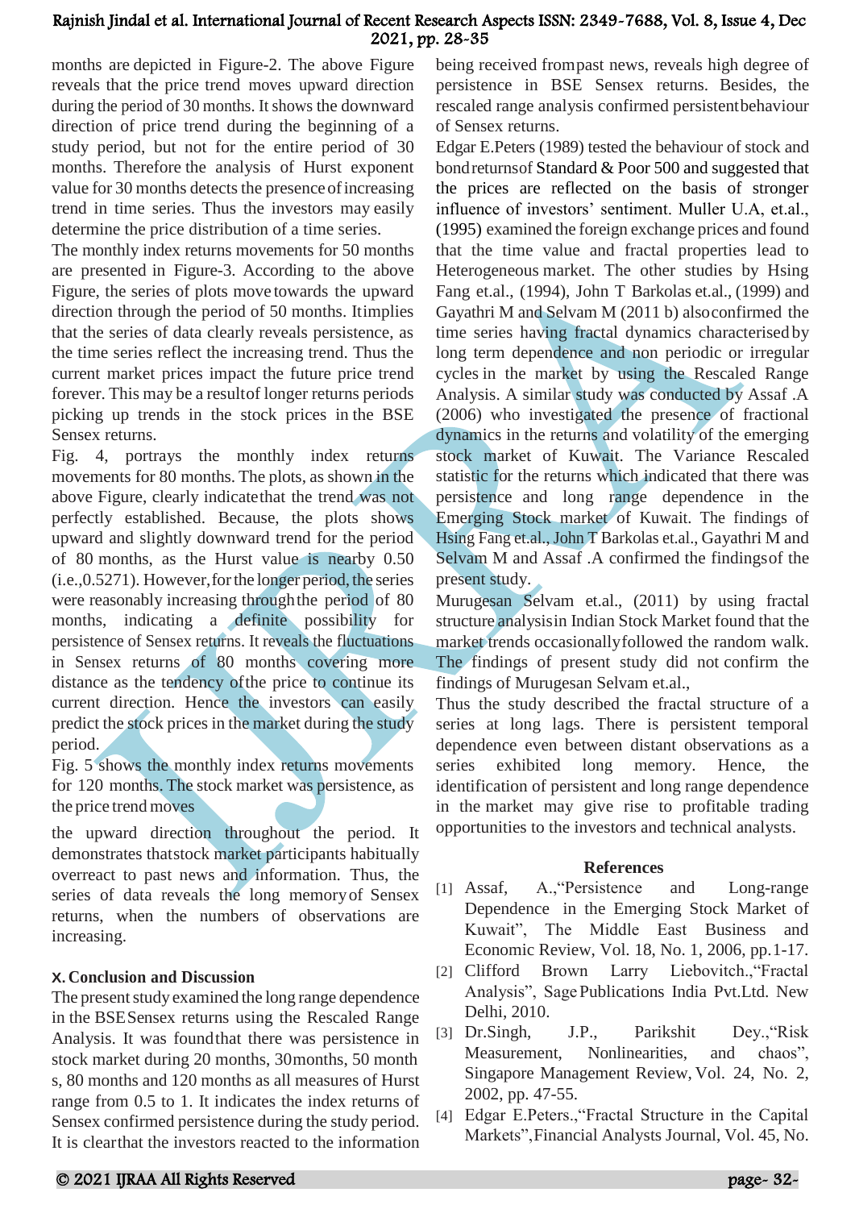months are depicted in Figure-2. The above Figure reveals that the price trend moves upward direction during the period of 30 months. It shows the downward direction of price trend during the beginning of a study period, but not for the entire period of 30 months. Therefore the analysis of Hurst exponent value for 30 months detects the presence of increasing trend in time series. Thus the investors may easily determine the price distribution of a time series.

The monthly index returns movements for 50 months are presented in Figure-3. According to the above Figure, the series of plots move towards the upward direction through the period of 50 months. It implies that the series of data clearly reveals persistence, as the time series reflect the increasing trend. Thus the current market prices impact the future price trend forever. This may be a result of longer returns periods picking up trends in the stock prices in the BSE Sensex returns.

Fig. 4, portrays the monthly index returns movements for 80 months. The plots, as shown in the above Figure, clearly indicate that the trend was not perfectly established. Because, the plots shows upward and slightly downward trend for the period of 80 months, as the Hurst value is nearby 0.50 (i.e.,0.5271). However, for the longer period, the series were reasonably increasing through the period of 80 months, indicating a definite possibility for persistence of Sensex returns. It reveals the fluctuations in Sensex returns of 80 months covering more distance as the tendency of the price to continue its current direction. Hence the investors can easily predict the stock prices in the market during the study period.

Fig. 5 shows the monthly index returns movements for 120 months. The stock market was persistence, as the price trend moves the upward direction throughout the period. It demonstrates that stock market participants habitually overreact to past news and information. Thus, the series of data reveals the long memory of Sensex returns, when the numbers of observations are increasing.

## X. Conclusion and Discussion

The present study examined the long range dependence in the BSE Sensex returns using the Rescaled Range Analysis. It was found that there was persistence in stock market during 20 months, 30 months, 50 month s, 80 months and 120 months as all measures of Hurst range from 0.5 to 1. It indicates the index returns of Sensex confirmed persistence during the study period. It is clear that the investors reacted to the information being received from past news, reveals high degree of persistence in BSE Sensex returns. Besides, the rescaled range analysis confirmed persistent behaviour of Sensex returns.

Edgar E.Peters (1989) tested the behaviour of stock and bond returns of Standard & Poor 500 and suggested that the prices are reflected on the basis of stronger influence of investors' sentiment. Muller U.A, et.al., (1995) examined the foreign exchange prices and found that the time value and fractal properties lead to Heterogeneous market. The other studies by Hsing Fang et.al., (1994), John T Barkolas et.al., (1999) and Gayathri M and Selvam M (2011 b) also confirmed the time series having fractal dynamics characterised by long term dependence and non periodic or irregular cycles in the market by using the Rescaled Range Analysis. A similar study was conducted by Assaf .A (2006) who investigated the presence of fractional dynamics in the returns and volatility of the emerging stock market of Kuwait. The Variance Rescaled statistic for the returns which indicated that there was persistence and long range dependence in the Emerging Stock market of Kuwait. The findings of Hsing Fang et.al., John T Barkolas et.al., Gayathri M and Selvam M and Assaf .A confirmed the findings of the present study.

Murugesan Selvam et.al., (2011) by using fractal structure analysis in Indian Stock Market found that the market trends occasionally followed the random walk. The findings of present study did not confirm the findings of Murugesan Selvam et.al.,

Thus the study described the fractal structure of a series at long lags. There is persistent temporal dependence even between distant observations as a series exhibited long memory. Hence, the identification of persistent and long range dependence in the market may give rise to profitable trading opportunities to the investors and technical analysts.

## References

[1] Assaf, A.,"Persistence and Long-range Dependence in the Emerging Stock Market of Kuwait", The Middle East Business and Economic Review, Vol. 18, No. 1, 2006, pp.1-17.

[2] Clifford Brown Larry Liebovitch.,"Fractal Analysis", Sage Publications India Pvt.Ltd. New Delhi, 2010.

[3] Dr.Singh, J.P., Parikshit Dey.,"Risk Measurement, Nonlinearities, and chaos", Singapore Management Review, Vol. 24, No. 2, 2002, pp. 47-55.

[4] Edgar E.Peters.,"Fractal Structure in the Capital Markets", Financial Analysts Journal, Vol. 45, No.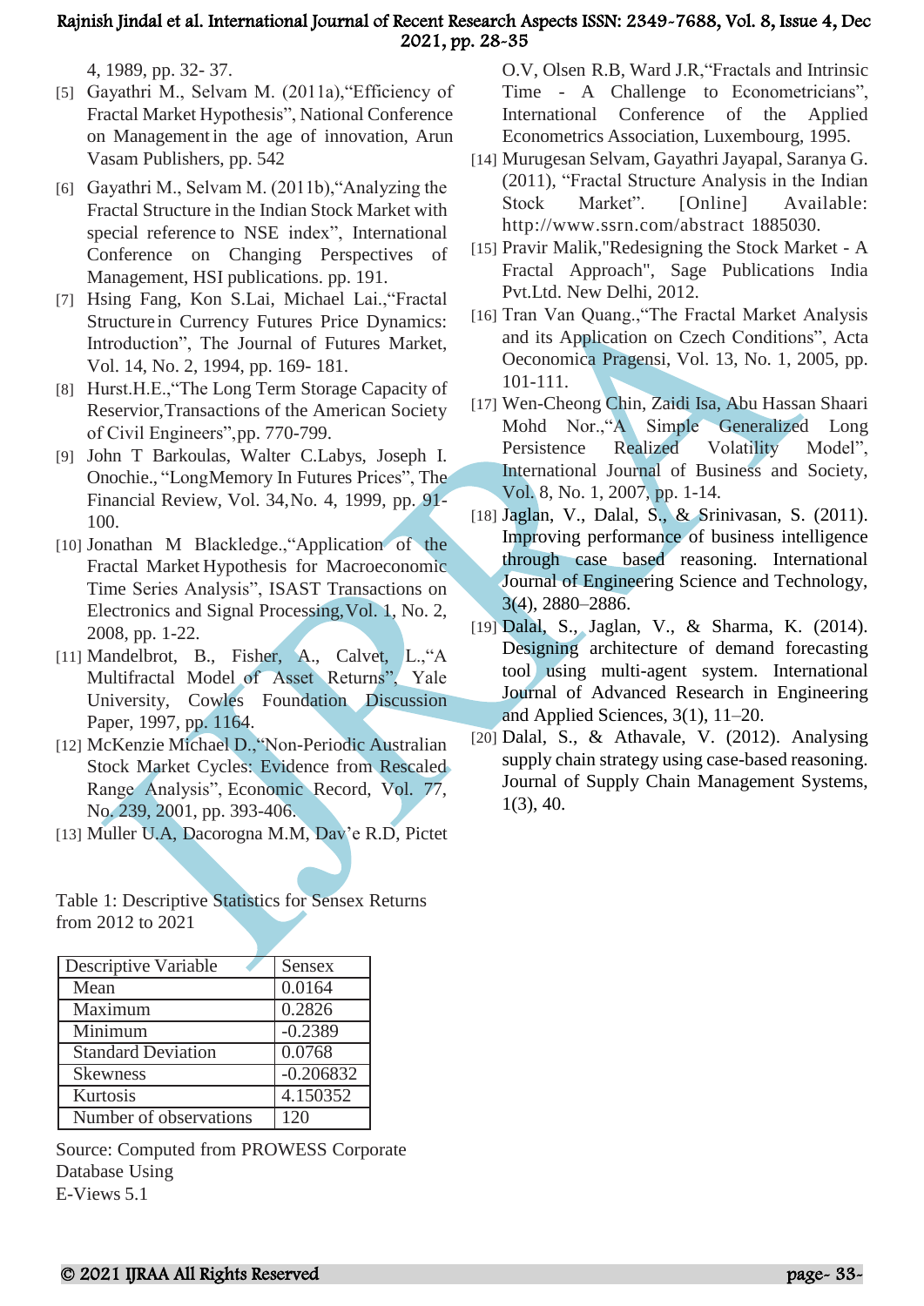4, 1989, pp. 32- 37.

[5] Gayathri M., Selvam M. (2011a),"Efficiency of Fractal Market Hypothesis", National Conference on Management in the age of innovation, Arun Vasam Publishers, pp. 542

[6] Gayathri M., Selvam M. (2011b),"Analyzing the Fractal Structure in the Indian Stock Market with special reference to NSE index", International Conference on Changing Perspectives of Management, HSI publications. pp. 191.

[7] Hsing Fang, Kon S.Lai, Michael Lai.,"Fractal Structure in Currency Futures Price Dynamics: Introduction", The Journal of Futures Market, Vol. 14, No. 2, 1994, pp. 169- 181.

[8] Hurst.H.E.,"The Long Term Storage Capacity of Reservior,Transactions of the American Society of Civil Engineers",pp. 770-799.

[9] John T Barkoulas, Walter C.Labys, Joseph I. Onochie., "LongMemory In Futures Prices", The Financial Review, Vol. 34,No. 4, 1999, pp. 91-100.

[10] Jonathan M Blackledge.,"Application of the Fractal Market Hypothesis for Macroeconomic Time Series Analysis", ISAST Transactions on Electronics and Signal Processing,Vol. 1, No. 2, 2008, pp. 1-22.

[11] Mandelbrot, B., Fisher, A., Calvet, L.,"A Multifractal Model of Asset Returns", Yale University, Cowles Foundation Discussion Paper, 1997, pp. 1164.

[12] McKenzie Michael D.,"Non-Periodic Australian Stock Market Cycles: Evidence from Rescaled Range Analysis", Economic Record, Vol. 77, No. 239, 2001, pp. 393-406.

[13] Muller U.A, Dacorogna M.M, Dav'e R.D, Pictet O.V, Olsen R.B, Ward J.R,"Fractals and Intrinsic Time - A Challenge to Econometricians", International Conference of the Applied Econometrics Association, Luxembourg, 1995.

[14] Murugesan Selvam, Gayathri Jayapal, Saranya G. (2011), "Fractal Structure Analysis in the Indian Stock Market". [Online] Available: http://www.ssrn.com/abstract 1885030.

[15] Pravir Malik,"Redesigning the Stock Market - A Fractal Approach", Sage Publications India Pvt.Ltd. New Delhi, 2012.

[16] Tran Van Quang.,"The Fractal Market Analysis and its Application on Czech Conditions", Acta Oeconomica Pragensi, Vol. 13, No. 1, 2005, pp. 101-111.

[17] Wen-Cheong Chin, Zaidi Isa, Abu Hassan Shaari Mohd Nor.,"A Simple Generalized Long Persistence Realized Volatility Model", International Journal of Business and Society, Vol. 8, No. 1, 2007, pp. 1-14.

[18] Jaglan, V., Dalal, S., & Srinivasan, S. (2011). Improving performance of business intelligence through case based reasoning. International Journal of Engineering Science and Technology, 3(4), 2880–2886.

[19] Dalal, S., Jaglan, V., & Sharma, K. (2014). Designing architecture of demand forecasting tool using multi-agent system. International Journal of Advanced Research in Engineering and Applied Sciences, 3(1), 11–20.

[20] Dalal, S., & Athavale, V. (2012). Analysing supply chain strategy using case-based reasoning. Journal of Supply Chain Management Systems, 1(3), 40.

Table 1: Descriptive Statistics for Sensex Returns from 2012 to 2021

| Descriptive Variable | Sensex |
|---|---|
| Mean | 0.0164 |
| Maximum | 0.2826 |
| Minimum | -0.2389 |
| Standard Deviation | 0.0768 |
| Skewness | -0.206832 |
| Kurtosis | 4.150352 |
| Number of observations | 120 |

Source: Computed from PROWESS Corporate Database Using E-Views 5.1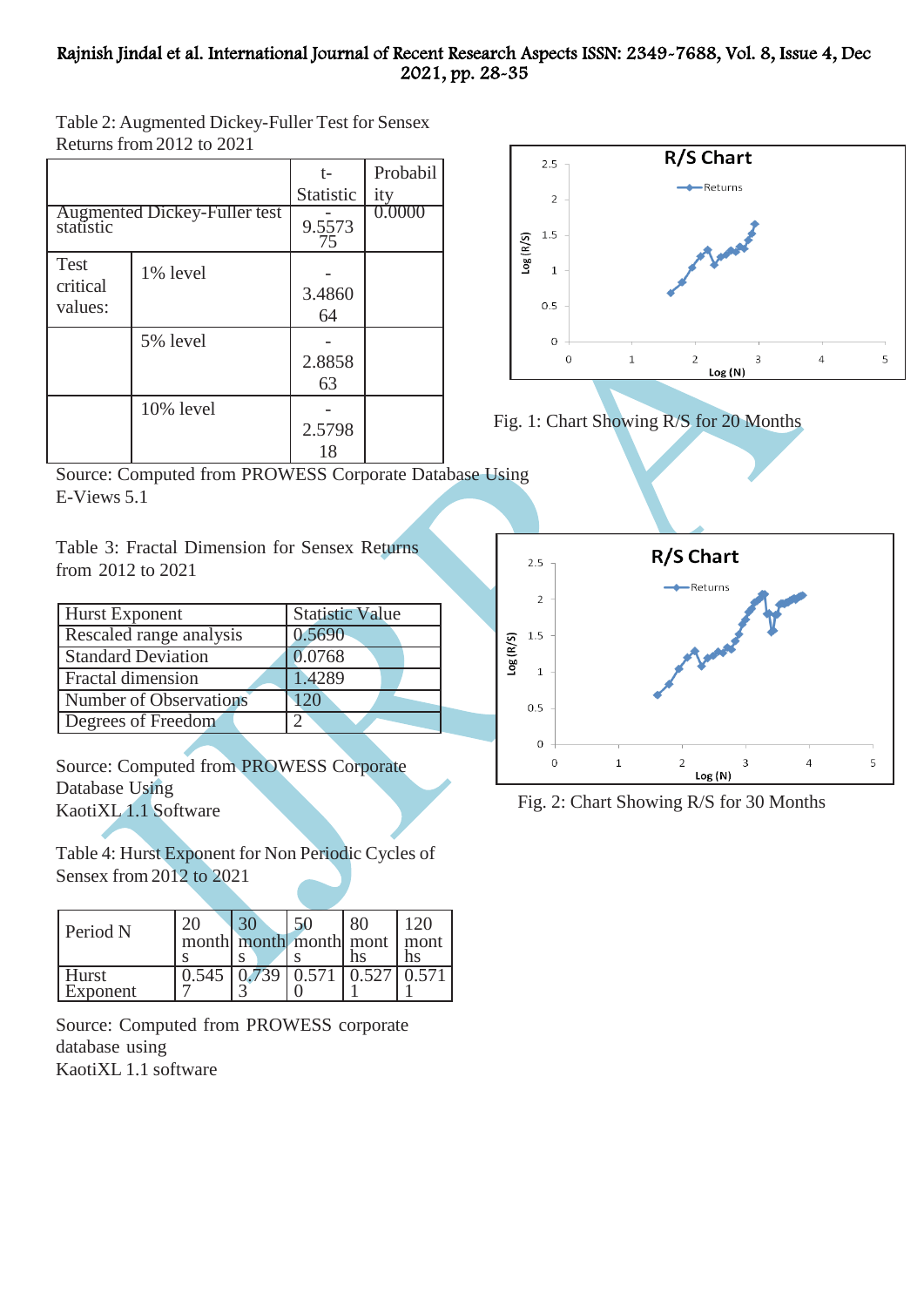Table 2: Augmented Dickey-Fuller Test for Sensex Returns from 2012 to 2021

| | | t-Statistic | Probability |
|---|---|---|---|
| Augmented Dickey-Fuller test statistic | | -9.557375 | 0.0000 |
| Test critical values: | 1% level | -3.486064 | |
| | 5% level | -2.885863 | |
| | 10% level | -2.579818 | |

Source: Computed from PROWESS Corporate Database Using E-Views 5.1

Table 3: Fractal Dimension for Sensex Returns from 2012 to 2021

| Hurst Exponent | Statistic Value |
|---|---|
| Rescaled range analysis | 0.5690 |
| Standard Deviation | 0.0768 |
| Fractal dimension | 1.4289 |
| Number of Observations | 120 |
| Degrees of Freedom | 2 |

Source: Computed from PROWESS Corporate Database Using KaotiXL 1.1 Software

Table 4: Hurst Exponent for Non Periodic Cycles of Sensex from 2012 to 2021

| Period N | 20 months | 30 months | 50 months | 80 months | 120 months |
|---|---|---|---|---|---|
| Hurst Exponent | 0.5457 | 0.7393 | 0.5710 | 0.5271 | 0.5711 |

Source: Computed from PROWESS corporate database using KaotiXL 1.1 software

Fig. 1: Chart Showing R/S for 20 Months

Fig. 2: Chart Showing R/S for 30 Months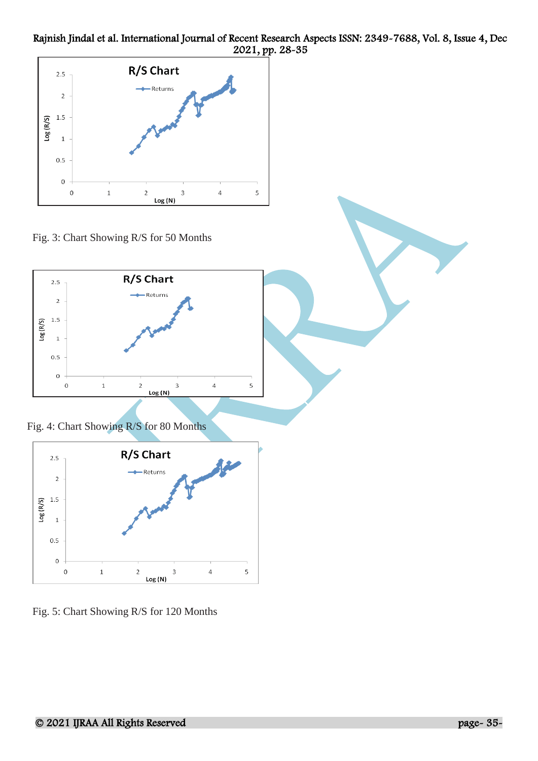R/S Chart

Returns

Log (R/S)

Log (N)

0 0.5 1 1.5 2 2.5

0 1 2 3 4 5

Fig. 3: Chart Showing R/S for 50 Months

R/S Chart

Returns

Log (R/S)

Log (N)

0 0.5 1 1.5 2 2.5

0 1 2 3 4 5

Fig. 4: Chart Showing R/S for 80 Months

R/S Chart

Returns

Log (R/S)

Log (N)

0 0.5 1 1.5 2 2.5

0 1 2 3 4 5

Fig. 5: Chart Showing R/S for 120 Months